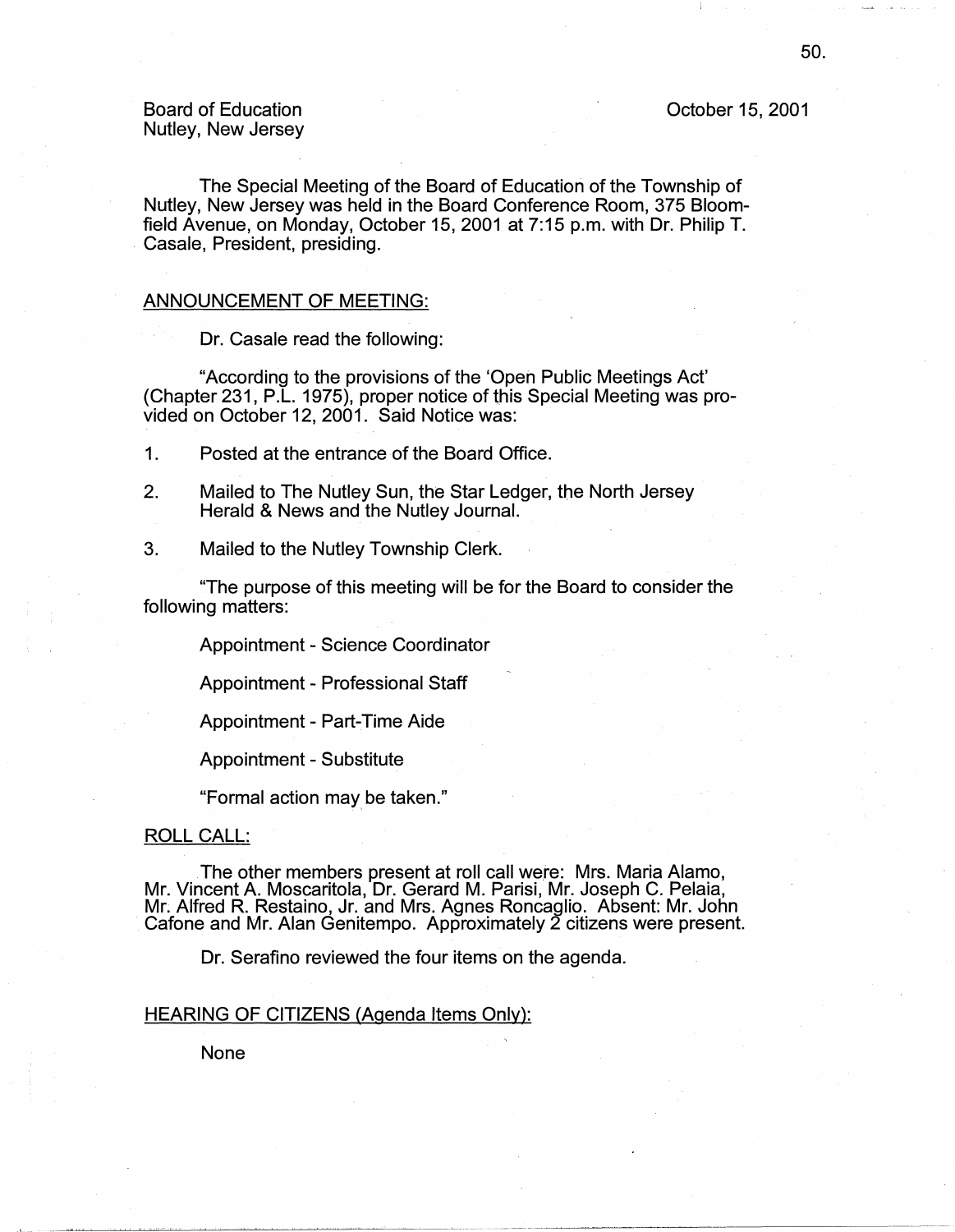Board of Education
Nutley, New Jersey

October 15, 2001

The Special Meeting of the Board of Education of the Township of Nutley, New Jersey was held in the Board Conference Room, 375 Bloomfield Avenue, on Monday, October 15, 2001 at 7:15 p.m. with Dr. Philip T. Casale, President, presiding.

## ANNOUNCEMENT OF MEETING:

Dr. Casale read the following:

"According to the provisions of the 'Open Public Meetings Act' (Chapter 231, P.L. 1975), proper notice of this Special Meeting was provided on October 12, 2001. Said Notice was:

1. Posted at the entrance of the Board Office.
2. Mailed to The Nutley Sun, the Star Ledger, the North Jersey Herald & News and the Nutley Journal.
3. Mailed to the Nutley Township Clerk.

"The purpose of this meeting will be for the Board to consider the following matters:

Appointment - Science Coordinator

Appointment - Professional Staff

Appointment - Part-Time Aide

Appointment - Substitute

"Formal action may be taken."

## ROLL CALL:

The other members present at roll call were: Mrs. Maria Alamo, Mr. Vincent A. Moscaritola, Dr. Gerard M. Parisi, Mr. Joseph C. Pelaia, Mr. Alfred R. Restaino, Jr. and Mrs. Agnes Roncaglio. Absent: Mr. John Cafone and Mr. Alan Genitempo. Approximately 2 citizens were present.

Dr. Serafino reviewed the four items on the agenda.

## HEARING OF CITIZENS (Agenda Items Only):

None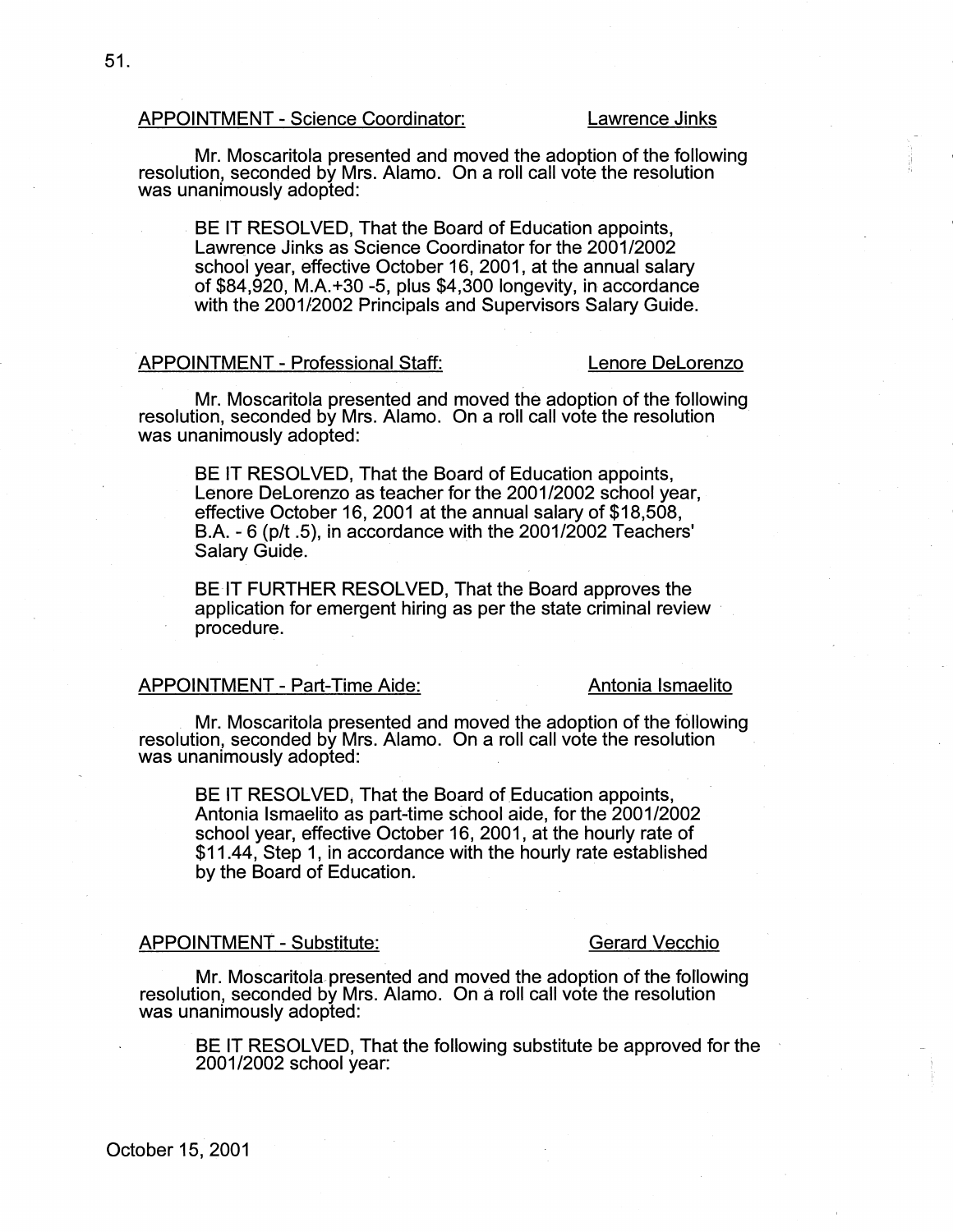APPOINTMENT - Science Coordinator: Lawrence Jinks

Mr. Moscaritola presented and moved the adoption of the following resolution, seconded by Mrs. Alamo. On a roll call vote the resolution was unanimously adopted:

> BE IT RESOLVED, That the Board of Education appoints, Lawrence Jinks as Science Coordinator for the 2001/2002 school year, effective October 16, 2001, at the annual salary of $84,920, M.A.+30 -5, plus $4,300 longevity, in accordance with the 2001/2002 Principals and Supervisors Salary Guide.

APPOINTMENT - Professional Staff: Lenore DeLorenzo

Mr. Moscaritola presented and moved the adoption of the following resolution, seconded by Mrs. Alamo. On a roll call vote the resolution was unanimously adopted:

> BE IT RESOLVED, That the Board of Education appoints, Lenore DeLorenzo as teacher for the 2001/2002 school year, effective October 16, 2001 at the annual salary of $18,508, B.A. - 6 (p/t .5), in accordance with the 2001/2002 Teachers' Salary Guide.
>
> BE IT FURTHER RESOLVED, That the Board approves the application for emergent hiring as per the state criminal review procedure.

APPOINTMENT - Part-Time Aide: Antonia Ismaelito

Mr. Moscaritola presented and moved the adoption of the following resolution, seconded by Mrs. Alamo. On a roll call vote the resolution was unanimously adopted:

> BE IT RESOLVED, That the Board of Education appoints, Antonia Ismaelito as part-time school aide, for the 2001/2002 school year, effective October 16, 2001, at the hourly rate of $11.44, Step 1, in accordance with the hourly rate established by the Board of Education.

APPOINTMENT - Substitute: Gerard Vecchio

Mr. Moscaritola presented and moved the adoption of the following resolution, seconded by Mrs. Alamo. On a roll call vote the resolution was unanimously adopted:

> BE IT RESOLVED, That the following substitute be approved for the 2001/2002 school year:

October 15, 2001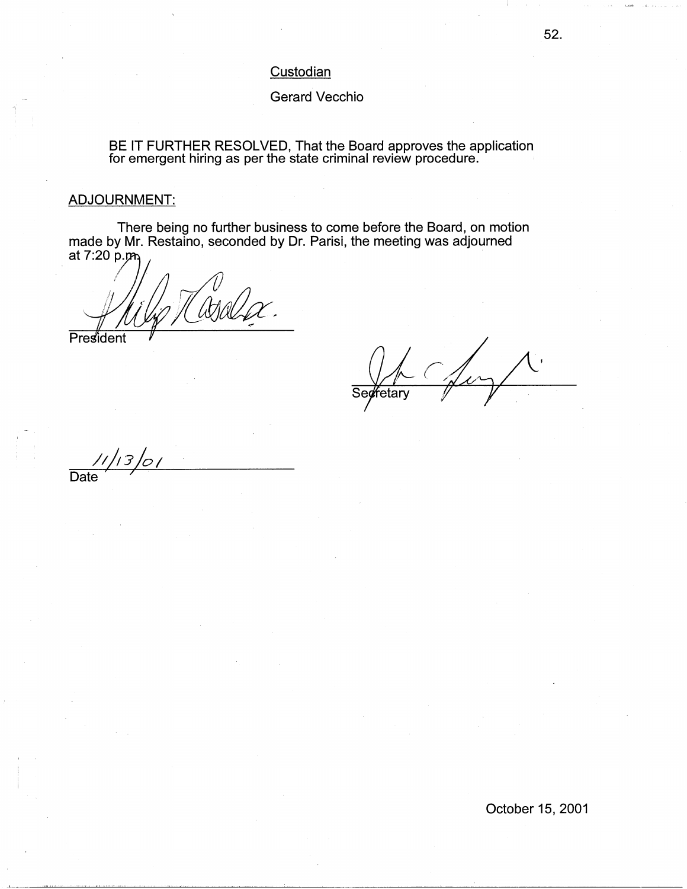Custodian

Gerard Vecchio

BE IT FURTHER RESOLVED, That the Board approves the application for emergent hiring as per the state criminal review procedure.

ADJOURNMENT:

There being no further business to come before the Board, on motion made by Mr. Restaino, seconded by Dr. Parisi, the meeting was adjourned at 7:20 p.m.

President

Secretary

11/13/01
Date

October 15, 2001